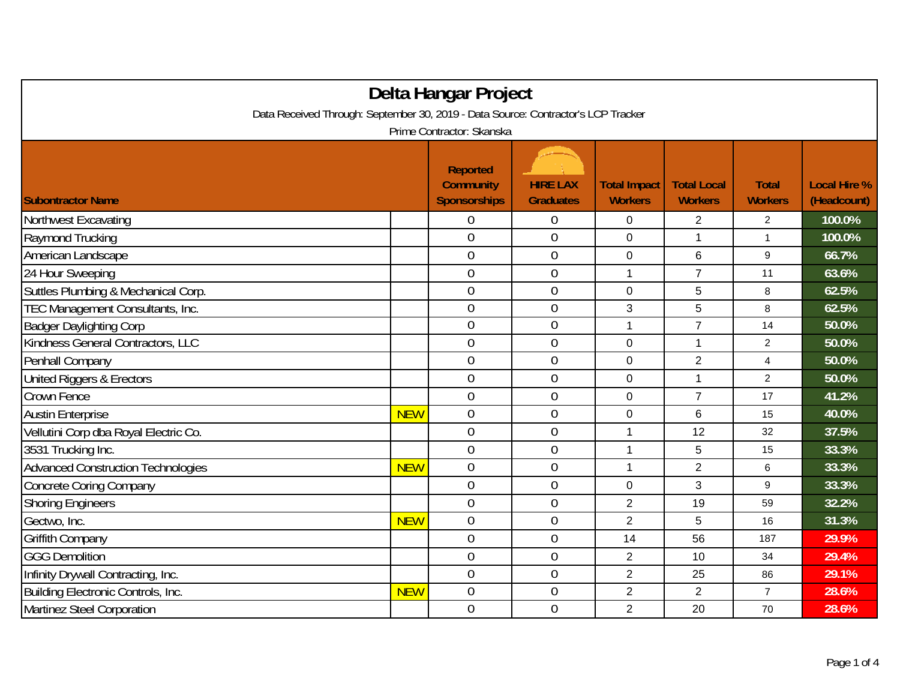# Delta Hangar Project

Data Received Through: September 30, 2019 - Data Source: Contractor's LCP Tracker

Prime Contractor: Skanska

| Subontractor Name | | Reported Community Sponsorships | HIRE LAX Graduates | Total Impact Workers | Total Local Workers | Total Workers | Local Hire % (Headcount) |
|---|---|---|---|---|---|---|---|
| Northwest Excavating | | 0 | 0 | 0 | 2 | 2 | 100.0% |
| Raymond Trucking | | 0 | 0 | 0 | 1 | 1 | 100.0% |
| American Landscape | | 0 | 0 | 0 | 6 | 9 | 66.7% |
| 24 Hour Sweeping | | 0 | 0 | 1 | 7 | 11 | 63.6% |
| Suttles Plumbing & Mechanical Corp. | | 0 | 0 | 0 | 5 | 8 | 62.5% |
| TEC Management Consultants, Inc. | | 0 | 0 | 3 | 5 | 8 | 62.5% |
| Badger Daylighting Corp | | 0 | 0 | 1 | 7 | 14 | 50.0% |
| Kindness General Contractors, LLC | | 0 | 0 | 0 | 1 | 2 | 50.0% |
| Penhall Company | | 0 | 0 | 0 | 2 | 4 | 50.0% |
| United Riggers & Erectors | | 0 | 0 | 0 | 1 | 2 | 50.0% |
| Crown Fence | | 0 | 0 | 0 | 7 | 17 | 41.2% |
| Austin Enterprise | NEW | 0 | 0 | 0 | 6 | 15 | 40.0% |
| Vellutini Corp dba Royal Electric Co. | | 0 | 0 | 1 | 12 | 32 | 37.5% |
| 3531 Trucking Inc. | | 0 | 0 | 1 | 5 | 15 | 33.3% |
| Advanced Construction Technologies | NEW | 0 | 0 | 1 | 2 | 6 | 33.3% |
| Concrete Coring Company | | 0 | 0 | 0 | 3 | 9 | 33.3% |
| Shoring Engineers | | 0 | 0 | 2 | 19 | 59 | 32.2% |
| Gectwo, Inc. | NEW | 0 | 0 | 2 | 5 | 16 | 31.3% |
| Griffith Company | | 0 | 0 | 14 | 56 | 187 | 29.9% |
| GGG Demolition | | 0 | 0 | 2 | 10 | 34 | 29.4% |
| Infinity Drywall Contracting, Inc. | | 0 | 0 | 2 | 25 | 86 | 29.1% |
| Building Electronic Controls, Inc. | NEW | 0 | 0 | 2 | 2 | 7 | 28.6% |
| Martinez Steel Corporation | | 0 | 0 | 2 | 20 | 70 | 28.6% |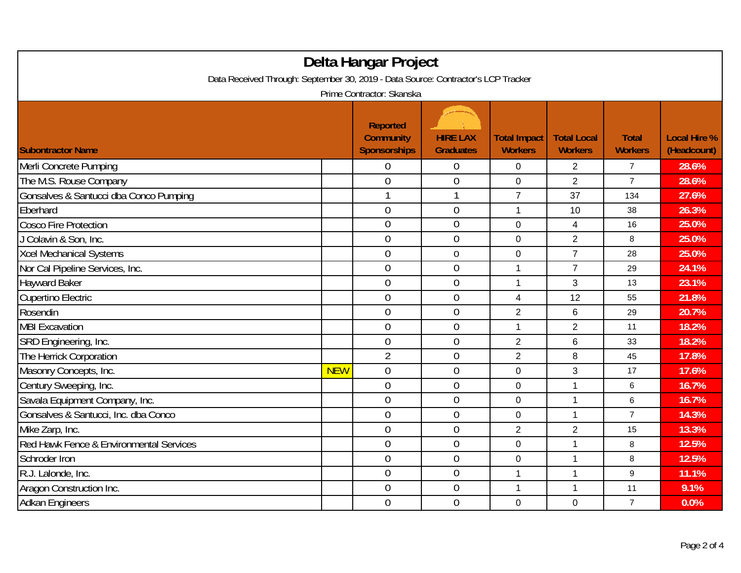# Delta Hangar Project

Data Received Through: September 30, 2019 - Data Source: Contractor's LCP Tracker

Prime Contractor: Skanska

| Subcontractor Name | | Reported Community Sponsorships | HIRE LAX Graduates | Total Impact Workers | Total Local Workers | Total Workers | Local Hire % (Headcount) |
|---|---|---|---|---|---|---|---|
| Merli Concrete Pumping | | 0 | 0 | 0 | 2 | 7 | 28.6% |
| The M.S. Rouse Company | | 0 | 0 | 0 | 2 | 7 | 28.6% |
| Gonsalves & Santucci dba Conco Pumping | | 1 | 1 | 7 | 37 | 134 | 27.6% |
| Eberhard | | 0 | 0 | 1 | 10 | 38 | 26.3% |
| Cosco Fire Protection | | 0 | 0 | 0 | 4 | 16 | 25.0% |
| J Colavin & Son, Inc. | | 0 | 0 | 0 | 2 | 8 | 25.0% |
| Xcel Mechanical Systems | | 0 | 0 | 0 | 7 | 28 | 25.0% |
| Nor Cal Pipeline Services, Inc. | | 0 | 0 | 1 | 7 | 29 | 24.1% |
| Hayward Baker | | 0 | 0 | 1 | 3 | 13 | 23.1% |
| Cupertino Electric | | 0 | 0 | 4 | 12 | 55 | 21.8% |
| Rosendin | | 0 | 0 | 2 | 6 | 29 | 20.7% |
| MBI Excavation | | 0 | 0 | 1 | 2 | 11 | 18.2% |
| SRD Engineering, Inc. | | 0 | 0 | 2 | 6 | 33 | 18.2% |
| The Herrick Corporation | | 2 | 0 | 2 | 8 | 45 | 17.8% |
| Masonry Concepts, Inc. | NEW | 0 | 0 | 0 | 3 | 17 | 17.6% |
| Century Sweeping, Inc. | | 0 | 0 | 0 | 1 | 6 | 16.7% |
| Savala Equipment Company, Inc. | | 0 | 0 | 0 | 1 | 6 | 16.7% |
| Gonsalves & Santucci, Inc. dba Conco | | 0 | 0 | 0 | 1 | 7 | 14.3% |
| Mike Zarp, Inc. | | 0 | 0 | 2 | 2 | 15 | 13.3% |
| Red Hawk Fence & Environmental Services | | 0 | 0 | 0 | 1 | 8 | 12.5% |
| Schroder Iron | | 0 | 0 | 0 | 1 | 8 | 12.5% |
| R.J. Lalonde, Inc. | | 0 | 0 | 1 | 1 | 9 | 11.1% |
| Aragon Construction Inc. | | 0 | 0 | 1 | 1 | 11 | 9.1% |
| Adkan Engineers | | 0 | 0 | 0 | 0 | 7 | 0.0% |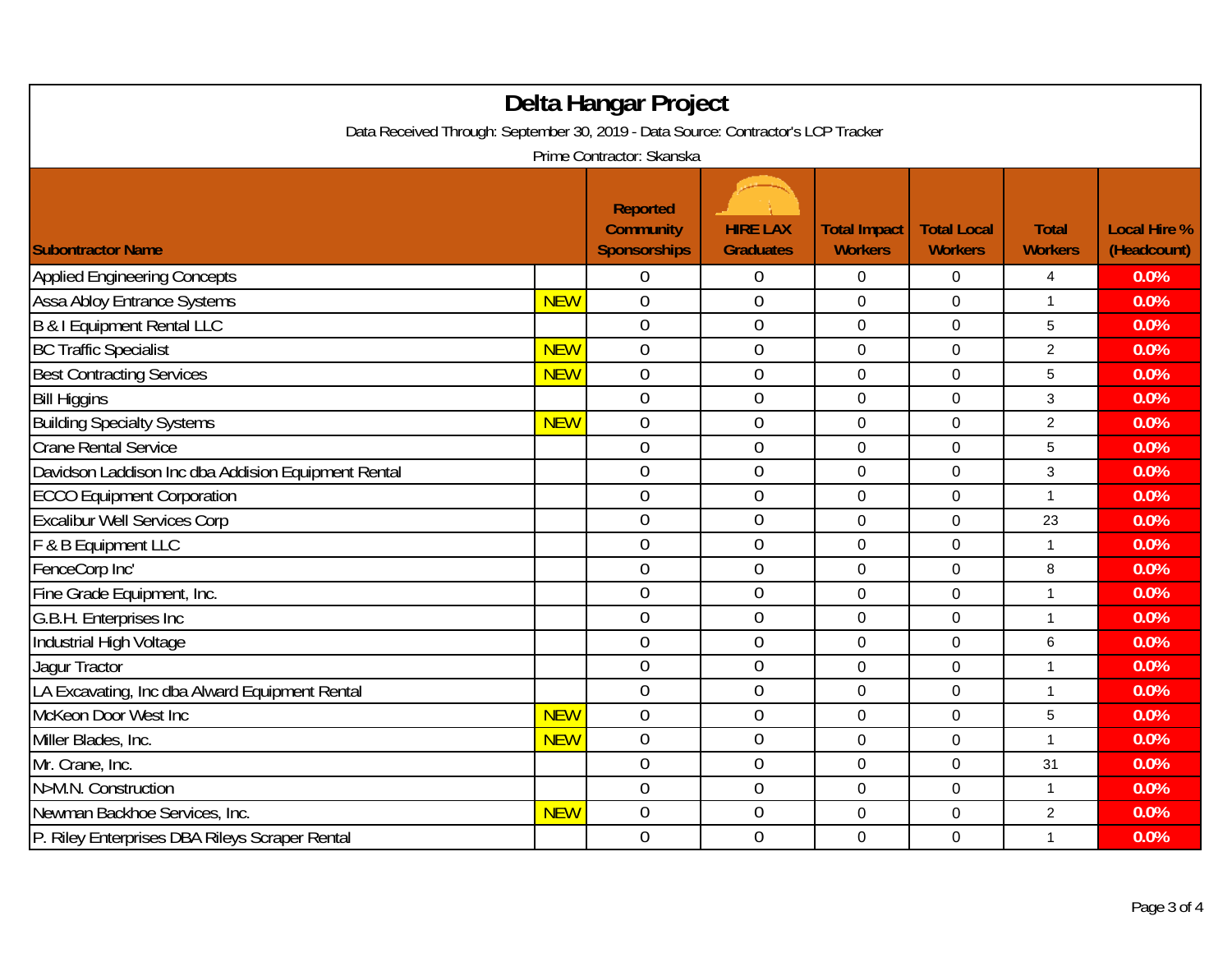# Delta Hangar Project

Data Received Through: September 30, 2019 - Data Source: Contractor's LCP Tracker

Prime Contractor: Skanska

| Subcontractor Name | | Reported Community Sponsorships | HIRE LAX Graduates | Total Impact Workers | Total Local Workers | Total Workers | Local Hire % (Headcount) |
|---|---|---|---|---|---|---|---|
| Applied Engineering Concepts | | 0 | 0 | 0 | 0 | 4 | 0.0% |
| Assa Abloy Entrance Systems | NEW | 0 | 0 | 0 | 0 | 1 | 0.0% |
| B & I Equipment Rental LLC | | 0 | 0 | 0 | 0 | 5 | 0.0% |
| BC Traffic Specialist | NEW | 0 | 0 | 0 | 0 | 2 | 0.0% |
| Best Contracting Services | NEW | 0 | 0 | 0 | 0 | 5 | 0.0% |
| Bill Higgins | | 0 | 0 | 0 | 0 | 3 | 0.0% |
| Building Specialty Systems | NEW | 0 | 0 | 0 | 0 | 2 | 0.0% |
| Crane Rental Service | | 0 | 0 | 0 | 0 | 5 | 0.0% |
| Davidson Laddison Inc dba Addision Equipment Rental | | 0 | 0 | 0 | 0 | 3 | 0.0% |
| ECCO Equipment Corporation | | 0 | 0 | 0 | 0 | 1 | 0.0% |
| Excalibur Well Services Corp | | 0 | 0 | 0 | 0 | 23 | 0.0% |
| F & B Equipment LLC | | 0 | 0 | 0 | 0 | 1 | 0.0% |
| FenceCorp Inc' | | 0 | 0 | 0 | 0 | 8 | 0.0% |
| Fine Grade Equipment, Inc. | | 0 | 0 | 0 | 0 | 1 | 0.0% |
| G.B.H. Enterprises Inc | | 0 | 0 | 0 | 0 | 1 | 0.0% |
| Industrial High Voltage | | 0 | 0 | 0 | 0 | 6 | 0.0% |
| Jagur Tractor | | 0 | 0 | 0 | 0 | 1 | 0.0% |
| LA Excavating, Inc dba Alward Equipment Rental | | 0 | 0 | 0 | 0 | 1 | 0.0% |
| McKeon Door West Inc | NEW | 0 | 0 | 0 | 0 | 5 | 0.0% |
| Miller Blades, Inc. | NEW | 0 | 0 | 0 | 0 | 1 | 0.0% |
| Mr. Crane, Inc. | | 0 | 0 | 0 | 0 | 31 | 0.0% |
| N>M.N. Construction | | 0 | 0 | 0 | 0 | 1 | 0.0% |
| Newman Backhoe Services, Inc. | NEW | 0 | 0 | 0 | 0 | 2 | 0.0% |
| P. Riley Enterprises DBA Rileys Scraper Rental | | 0 | 0 | 0 | 0 | 1 | 0.0% |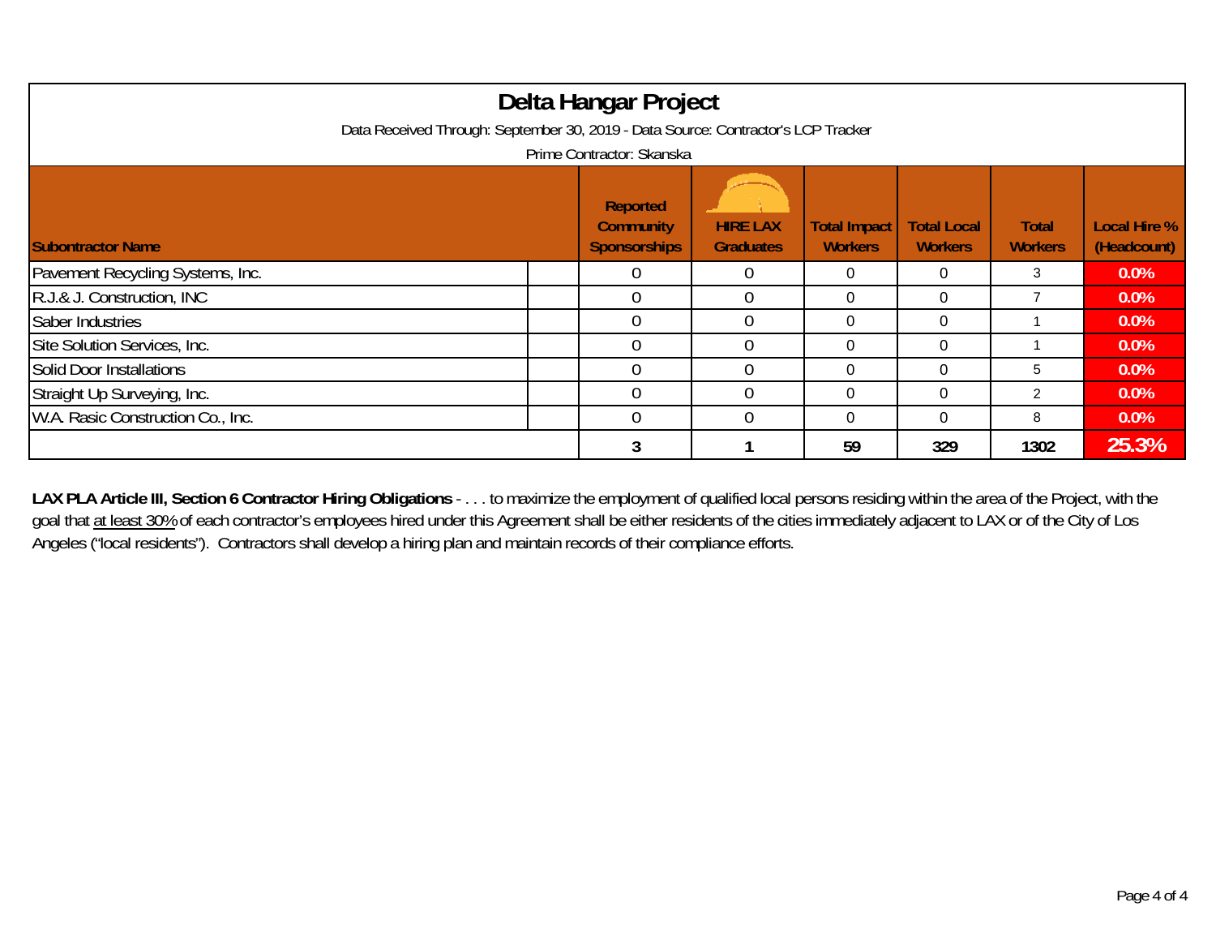# Delta Hangar Project

Data Received Through: September 30, 2019 - Data Source: Contractor's LCP Tracker

Prime Contractor: Skanska

| Subontractor Name | Reported Community Sponsorships | HIRE LAX Graduates | Total Impact Workers | Total Local Workers | Total Workers | Local Hire % (Headcount) |
|---|---|---|---|---|---|---|
| Pavement Recycling Systems, Inc. | 0 | 0 | 0 | 0 | 3 | 0.0% |
| R.J.& J. Construction, INC | 0 | 0 | 0 | 0 | 7 | 0.0% |
| Saber Industries | 0 | 0 | 0 | 0 | 1 | 0.0% |
| Site Solution Services, Inc. | 0 | 0 | 0 | 0 | 1 | 0.0% |
| Solid Door Installations | 0 | 0 | 0 | 0 | 5 | 0.0% |
| Straight Up Surveying, Inc. | 0 | 0 | 0 | 0 | 2 | 0.0% |
| W.A. Rasic Construction Co., Inc. | 0 | 0 | 0 | 0 | 8 | 0.0% |
| | **3** | **1** | **59** | **329** | **1302** | **25.3%** |

**LAX PLA Article III, Section 6 Contractor Hiring Obligations** - . . . to maximize the employment of qualified local persons residing within the area of the Project, with the goal that at least 30% of each contractor's employees hired under this Agreement shall be either residents of the cities immediately adjacent to LAX or of the City of Los Angeles ("local residents"). Contractors shall develop a hiring plan and maintain records of their compliance efforts.